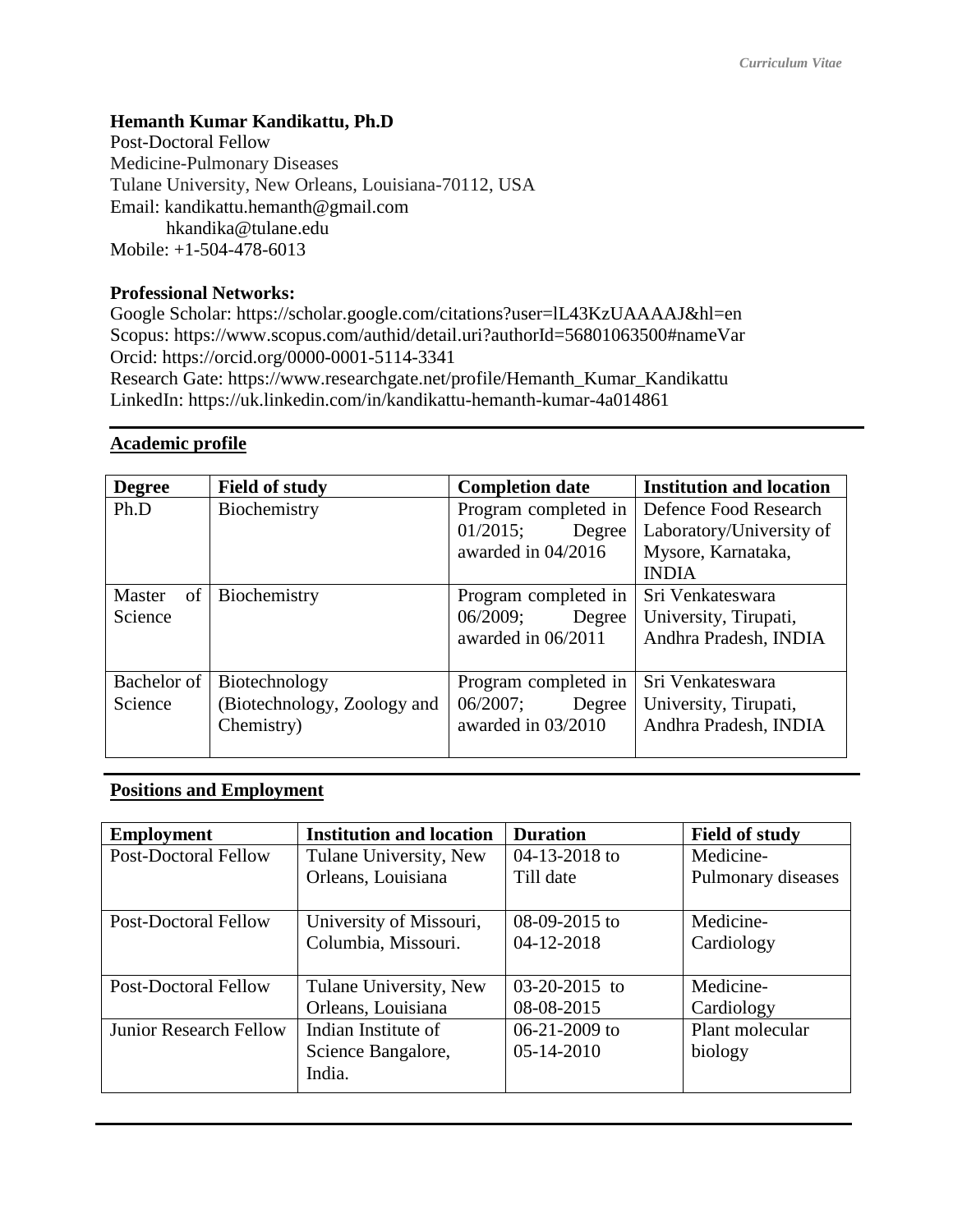**Hemanth Kumar Kandikattu, Ph.D**
Post-Doctoral Fellow
Medicine-Pulmonary Diseases
Tulane University, New Orleans, Louisiana-70112, USA
Email: kandikattu.hemanth@gmail.com
hkandika@tulane.edu
Mobile: +1-504-478-6013

**Professional Networks:**
Google Scholar: https://scholar.google.com/citations?user=lL43KzUAAAAJ&hl=en
Scopus: https://www.scopus.com/authid/detail.uri?authorId=56801063500#nameVar
Orcid: https://orcid.org/0000-0001-5114-3341
Research Gate: https://www.researchgate.net/profile/Hemanth_Kumar_Kandikattu
LinkedIn: https://uk.linkedin.com/in/kandikattu-hemanth-kumar-4a014861

## Academic profile

| Degree | Field of study | Completion date | Institution and location |
|---|---|---|---|
| Ph.D | Biochemistry | Program completed in 01/2015; Degree awarded in 04/2016 | Defence Food Research Laboratory/University of Mysore, Karnataka, INDIA |
| Master of Science | Biochemistry | Program completed in 06/2009; Degree awarded in 06/2011 | Sri Venkateswara University, Tirupati, Andhra Pradesh, INDIA |
| Bachelor of Science | Biotechnology (Biotechnology, Zoology and Chemistry) | Program completed in 06/2007; Degree awarded in 03/2010 | Sri Venkateswara University, Tirupati, Andhra Pradesh, INDIA |

## Positions and Employment

| Employment | Institution and location | Duration | Field of study |
|---|---|---|---|
| Post-Doctoral Fellow | Tulane University, New Orleans, Louisiana | 04-13-2018 to Till date | Medicine-Pulmonary diseases |
| Post-Doctoral Fellow | University of Missouri, Columbia, Missouri. | 08-09-2015 to 04-12-2018 | Medicine-Cardiology |
| Post-Doctoral Fellow | Tulane University, New Orleans, Louisiana | 03-20-2015 to 08-08-2015 | Medicine-Cardiology |
| Junior Research Fellow | Indian Institute of Science Bangalore, India. | 06-21-2009 to 05-14-2010 | Plant molecular biology |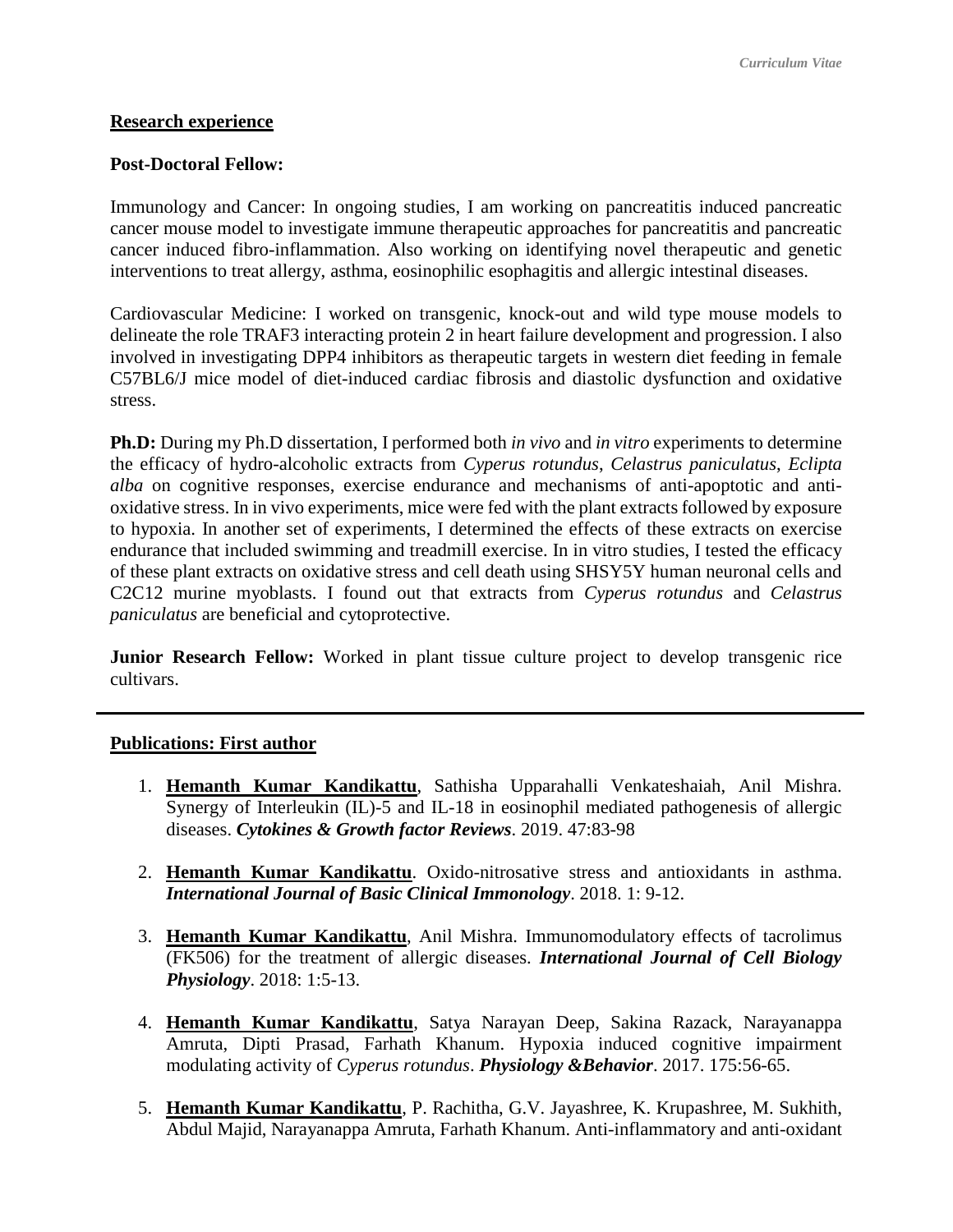## Research experience

### Post-Doctoral Fellow:

Immunology and Cancer: In ongoing studies, I am working on pancreatitis induced pancreatic cancer mouse model to investigate immune therapeutic approaches for pancreatitis and pancreatic cancer induced fibro-inflammation. Also working on identifying novel therapeutic and genetic interventions to treat allergy, asthma, eosinophilic esophagitis and allergic intestinal diseases.

Cardiovascular Medicine: I worked on transgenic, knock-out and wild type mouse models to delineate the role TRAF3 interacting protein 2 in heart failure development and progression. I also involved in investigating DPP4 inhibitors as therapeutic targets in western diet feeding in female C57BL6/J mice model of diet-induced cardiac fibrosis and diastolic dysfunction and oxidative stress.

**Ph.D:** During my Ph.D dissertation, I performed both *in vivo* and *in vitro* experiments to determine the efficacy of hydro-alcoholic extracts from *Cyperus rotundus*, *Celastrus paniculatus*, *Eclipta alba* on cognitive responses, exercise endurance and mechanisms of anti-apoptotic and anti-oxidative stress. In in vivo experiments, mice were fed with the plant extracts followed by exposure to hypoxia. In another set of experiments, I determined the effects of these extracts on exercise endurance that included swimming and treadmill exercise. In in vitro studies, I tested the efficacy of these plant extracts on oxidative stress and cell death using SHSY5Y human neuronal cells and C2C12 murine myoblasts. I found out that extracts from *Cyperus rotundus* and *Celastrus paniculatus* are beneficial and cytoprotective.

**Junior Research Fellow:** Worked in plant tissue culture project to develop transgenic rice cultivars.

---

## Publications: First author

1. **Hemanth Kumar Kandikattu**, Sathisha Upparahalli Venkateshaiah, Anil Mishra. Synergy of Interleukin (IL)-5 and IL-18 in eosinophil mediated pathogenesis of allergic diseases. ***Cytokines & Growth factor Reviews***. 2019. 47:83-98

2. **Hemanth Kumar Kandikattu**. Oxido-nitrosative stress and antioxidants in asthma. ***International Journal of Basic Clinical Immonology***. 2018. 1: 9-12.

3. **Hemanth Kumar Kandikattu**, Anil Mishra. Immunomodulatory effects of tacrolimus (FK506) for the treatment of allergic diseases. ***International Journal of Cell Biology Physiology***. 2018: 1:5-13.

4. **Hemanth Kumar Kandikattu**, Satya Narayan Deep, Sakina Razack, Narayanappa Amruta, Dipti Prasad, Farhath Khanum. Hypoxia induced cognitive impairment modulating activity of *Cyperus rotundus*. ***Physiology &Behavior***. 2017. 175:56-65.

5. **Hemanth Kumar Kandikattu**, P. Rachitha, G.V. Jayashree, K. Krupashree, M. Sukhith, Abdul Majid, Narayanappa Amruta, Farhath Khanum. Anti-inflammatory and anti-oxidant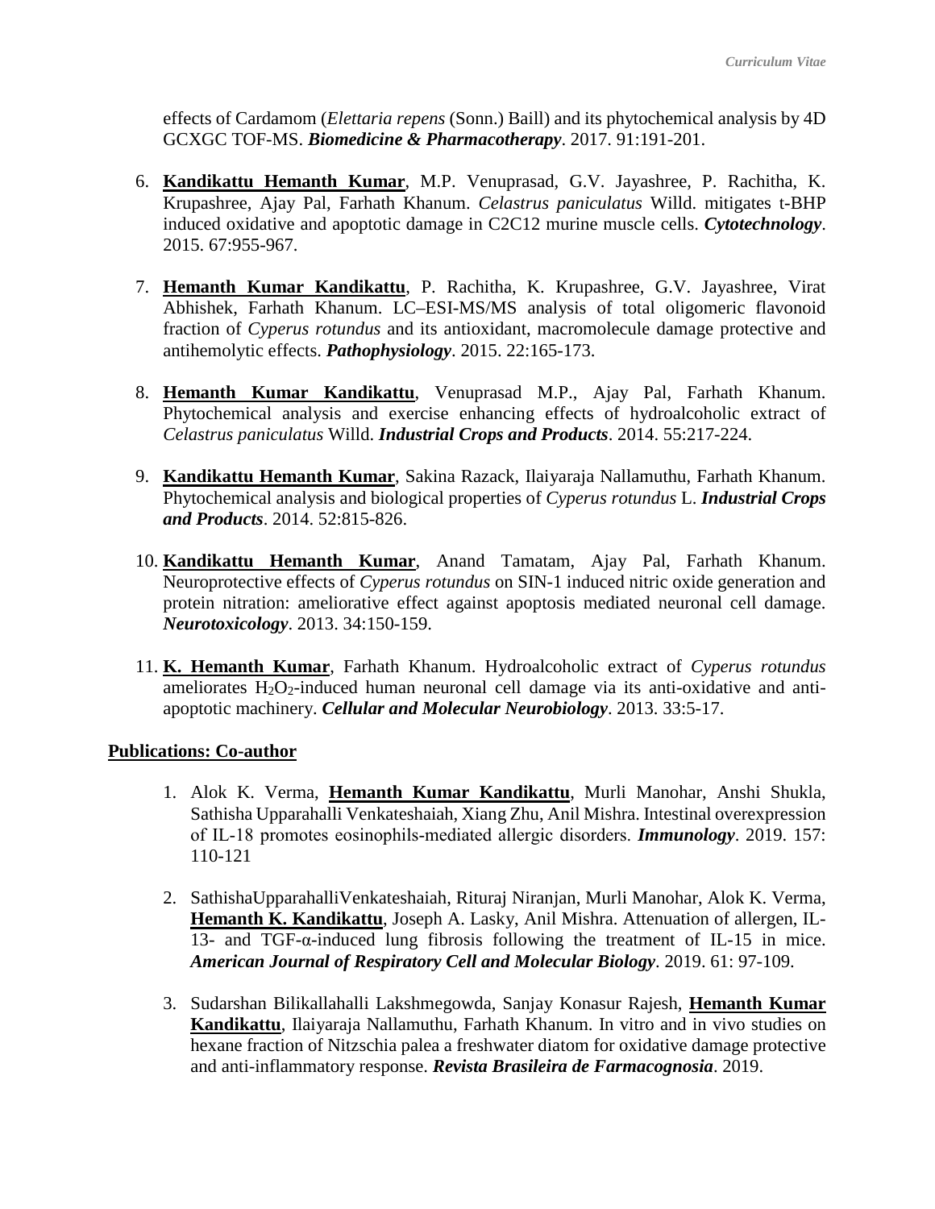effects of Cardamom (*Elettaria repens* (Sonn.) Baill) and its phytochemical analysis by 4D GCXGC TOF-MS. ***Biomedicine & Pharmacotherapy***. 2017. 91:191-201.

6. **Kandikattu Hemanth Kumar**, M.P. Venuprasad, G.V. Jayashree, P. Rachitha, K. Krupashree, Ajay Pal, Farhath Khanum. *Celastrus paniculatus* Willd. mitigates t-BHP induced oxidative and apoptotic damage in C2C12 murine muscle cells. ***Cytotechnology***. 2015. 67:955-967.

7. **Hemanth Kumar Kandikattu**, P. Rachitha, K. Krupashree, G.V. Jayashree, Virat Abhishek, Farhath Khanum. LC–ESI-MS/MS analysis of total oligomeric flavonoid fraction of *Cyperus rotundus* and its antioxidant, macromolecule damage protective and antihemolytic effects. ***Pathophysiology***. 2015. 22:165-173.

8. **Hemanth Kumar Kandikattu**, Venuprasad M.P., Ajay Pal, Farhath Khanum. Phytochemical analysis and exercise enhancing effects of hydroalcoholic extract of *Celastrus paniculatus* Willd. ***Industrial Crops and Products***. 2014. 55:217-224.

9. **Kandikattu Hemanth Kumar**, Sakina Razack, Ilaiyaraja Nallamuthu, Farhath Khanum. Phytochemical analysis and biological properties of *Cyperus rotundus* L. ***Industrial Crops and Products***. 2014. 52:815-826.

10. **Kandikattu Hemanth Kumar**, Anand Tamatam, Ajay Pal, Farhath Khanum. Neuroprotective effects of *Cyperus rotundus* on SIN-1 induced nitric oxide generation and protein nitration: ameliorative effect against apoptosis mediated neuronal cell damage. ***Neurotoxicology***. 2013. 34:150-159.

11. **K. Hemanth Kumar**, Farhath Khanum. Hydroalcoholic extract of *Cyperus rotundus* ameliorates $H_2O_2$-induced human neuronal cell damage via its anti-oxidative and anti-apoptotic machinery. ***Cellular and Molecular Neurobiology***. 2013. 33:5-17.

**Publications: Co-author**

1. Alok K. Verma, **Hemanth Kumar Kandikattu**, Murli Manohar, Anshi Shukla, Sathisha Upparahalli Venkateshaiah, Xiang Zhu, Anil Mishra. Intestinal overexpression of IL-18 promotes eosinophils-mediated allergic disorders. ***Immunology***. 2019. 157: 110-121

2. SathishaUpparahalliVenkateshaiah, Rituraj Niranjan, Murli Manohar, Alok K. Verma, **Hemanth K. Kandikattu**, Joseph A. Lasky, Anil Mishra. Attenuation of allergen, IL-13- and TGF-α-induced lung fibrosis following the treatment of IL-15 in mice. ***American Journal of Respiratory Cell and Molecular Biology***. 2019. 61: 97-109.

3. Sudarshan Bilikallahalli Lakshmegowda, Sanjay Konasur Rajesh, **Hemanth Kumar Kandikattu**, Ilaiyaraja Nallamuthu, Farhath Khanum. In vitro and in vivo studies on hexane fraction of Nitzschia palea a freshwater diatom for oxidative damage protective and anti-inflammatory response. ***Revista Brasileira de Farmacognosia***. 2019.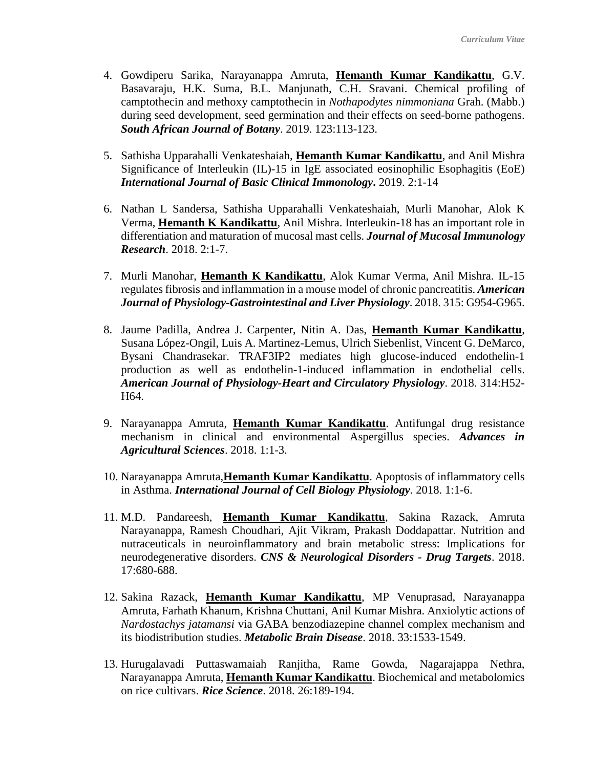4. Gowdiperu Sarika, Narayanappa Amruta, **Hemanth Kumar Kandikattu**, G.V. Basavaraju, H.K. Suma, B.L. Manjunath, C.H. Sravani. Chemical profiling of camptothecin and methoxy camptothecin in *Nothapodytes nimmoniana* Grah. (Mabb.) during seed development, seed germination and their effects on seed-borne pathogens. ***South African Journal of Botany***. 2019. 123:113-123.

5. Sathisha Upparahalli Venkateshaiah, **Hemanth Kumar Kandikattu**, and Anil Mishra Significance of Interleukin (IL)-15 in IgE associated eosinophilic Esophagitis (EoE) ***International Journal of Basic Clinical Immonology*.** 2019. 2:1-14

6. Nathan L Sandersa, Sathisha Upparahalli Venkateshaiah, Murli Manohar, Alok K Verma, **Hemanth K Kandikattu**, Anil Mishra. Interleukin-18 has an important role in differentiation and maturation of mucosal mast cells. ***Journal of Mucosal Immunology Research***. 2018. 2:1-7.

7. Murli Manohar, **Hemanth K Kandikattu**, Alok Kumar Verma, Anil Mishra. IL-15 regulates fibrosis and inflammation in a mouse model of chronic pancreatitis. ***American Journal of Physiology-Gastrointestinal and Liver Physiology***. 2018. 315: G954-G965.

8. Jaume Padilla, Andrea J. Carpenter, Nitin A. Das, **Hemanth Kumar Kandikattu**, Susana López-Ongil, Luis A. Martinez-Lemus, Ulrich Siebenlist, Vincent G. DeMarco, Bysani Chandrasekar. TRAF3IP2 mediates high glucose-induced endothelin-1 production as well as endothelin-1-induced inflammation in endothelial cells. ***American Journal of Physiology-Heart and Circulatory Physiology***. 2018. 314:H52-H64.

9. Narayanappa Amruta, **Hemanth Kumar Kandikattu**. Antifungal drug resistance mechanism in clinical and environmental Aspergillus species. ***Advances in Agricultural Sciences***. 2018. 1:1-3.

10. Narayanappa Amruta,**Hemanth Kumar Kandikattu**. Apoptosis of inflammatory cells in Asthma. ***International Journal of Cell Biology Physiology***. 2018. 1:1-6.

11. M.D. Pandareesh, **Hemanth Kumar Kandikattu**, Sakina Razack, Amruta Narayanappa, Ramesh Choudhari, Ajit Vikram, Prakash Doddapattar. Nutrition and nutraceuticals in neuroinflammatory and brain metabolic stress: Implications for neurodegenerative disorders. ***CNS & Neurological Disorders - Drug Targets***. 2018. 17:680-688.

12. Sakina Razack, **Hemanth Kumar Kandikattu**, MP Venuprasad, Narayanappa Amruta, Farhath Khanum, Krishna Chuttani, Anil Kumar Mishra. Anxiolytic actions of *Nardostachys jatamansi* via GABA benzodiazepine channel complex mechanism and its biodistribution studies. ***Metabolic Brain Disease***. 2018. 33:1533-1549.

13. Hurugalavadi Puttaswamaiah Ranjitha, Rame Gowda, Nagarajappa Nethra, Narayanappa Amruta, **Hemanth Kumar Kandikattu**. Biochemical and metabolomics on rice cultivars. ***Rice Science***. 2018. 26:189-194.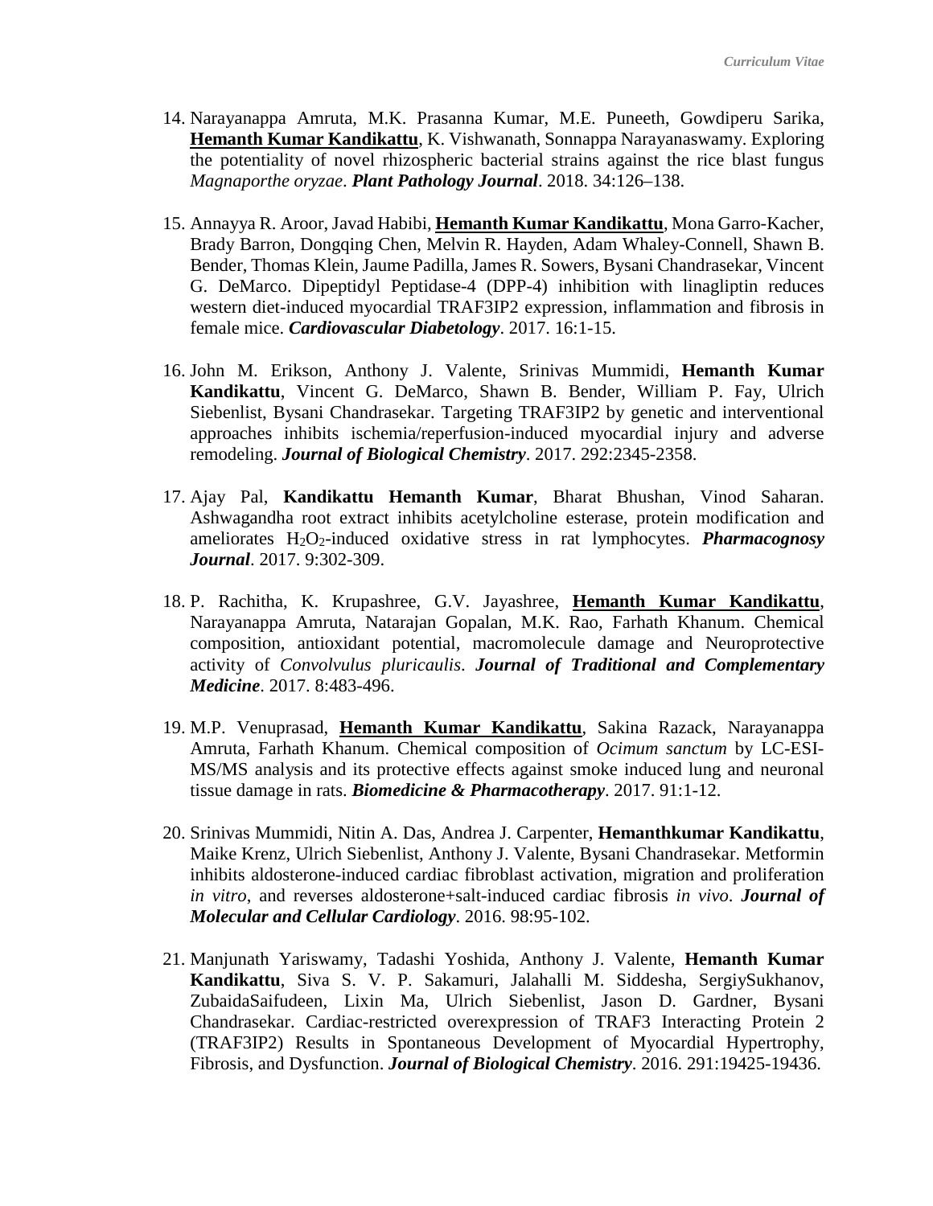14. Narayanappa Amruta, M.K. Prasanna Kumar, M.E. Puneeth, Gowdiperu Sarika, **Hemanth Kumar Kandikattu**, K. Vishwanath, Sonnappa Narayanaswamy. Exploring the potentiality of novel rhizospheric bacterial strains against the rice blast fungus *Magnaporthe oryzae*. ***Plant Pathology Journal***. 2018. 34:126–138.

15. Annayya R. Aroor, Javad Habibi, **Hemanth Kumar Kandikattu**, Mona Garro-Kacher, Brady Barron, Dongqing Chen, Melvin R. Hayden, Adam Whaley-Connell, Shawn B. Bender, Thomas Klein, Jaume Padilla, James R. Sowers, Bysani Chandrasekar, Vincent G. DeMarco. Dipeptidyl Peptidase-4 (DPP-4) inhibition with linagliptin reduces western diet-induced myocardial TRAF3IP2 expression, inflammation and fibrosis in female mice. ***Cardiovascular Diabetology***. 2017. 16:1-15.

16. John M. Erikson, Anthony J. Valente, Srinivas Mummidi, **Hemanth Kumar Kandikattu**, Vincent G. DeMarco, Shawn B. Bender, William P. Fay, Ulrich Siebenlist, Bysani Chandrasekar. Targeting TRAF3IP2 by genetic and interventional approaches inhibits ischemia/reperfusion-induced myocardial injury and adverse remodeling. ***Journal of Biological Chemistry***. 2017. 292:2345-2358.

17. Ajay Pal, **Kandikattu Hemanth Kumar**, Bharat Bhushan, Vinod Saharan. Ashwagandha root extract inhibits acetylcholine esterase, protein modification and ameliorates $H_2O_2$-induced oxidative stress in rat lymphocytes. ***Pharmacognosy Journal***. 2017. 9:302-309.

18. P. Rachitha, K. Krupashree, G.V. Jayashree, **Hemanth Kumar Kandikattu**, Narayanappa Amruta, Natarajan Gopalan, M.K. Rao, Farhath Khanum. Chemical composition, antioxidant potential, macromolecule damage and Neuroprotective activity of *Convolvulus pluricaulis*. ***Journal of Traditional and Complementary Medicine***. 2017. 8:483-496.

19. M.P. Venuprasad, **Hemanth Kumar Kandikattu**, Sakina Razack, Narayanappa Amruta, Farhath Khanum. Chemical composition of *Ocimum sanctum* by LC-ESI-MS/MS analysis and its protective effects against smoke induced lung and neuronal tissue damage in rats. ***Biomedicine & Pharmacotherapy***. 2017. 91:1-12.

20. Srinivas Mummidi, Nitin A. Das, Andrea J. Carpenter, **Hemanthkumar Kandikattu**, Maike Krenz, Ulrich Siebenlist, Anthony J. Valente, Bysani Chandrasekar. Metformin inhibits aldosterone-induced cardiac fibroblast activation, migration and proliferation *in vitro*, and reverses aldosterone+salt-induced cardiac fibrosis *in vivo*. ***Journal of Molecular and Cellular Cardiology***. 2016. 98:95-102.

21. Manjunath Yariswamy, Tadashi Yoshida, Anthony J. Valente, **Hemanth Kumar Kandikattu**, Siva S. V. P. Sakamuri, Jalahalli M. Siddesha, SergiySukhanov, ZubaidaSaifudeen, Lixin Ma, Ulrich Siebenlist, Jason D. Gardner, Bysani Chandrasekar. Cardiac-restricted overexpression of TRAF3 Interacting Protein 2 (TRAF3IP2) Results in Spontaneous Development of Myocardial Hypertrophy, Fibrosis, and Dysfunction. ***Journal of Biological Chemistry***. 2016. 291:19425-19436.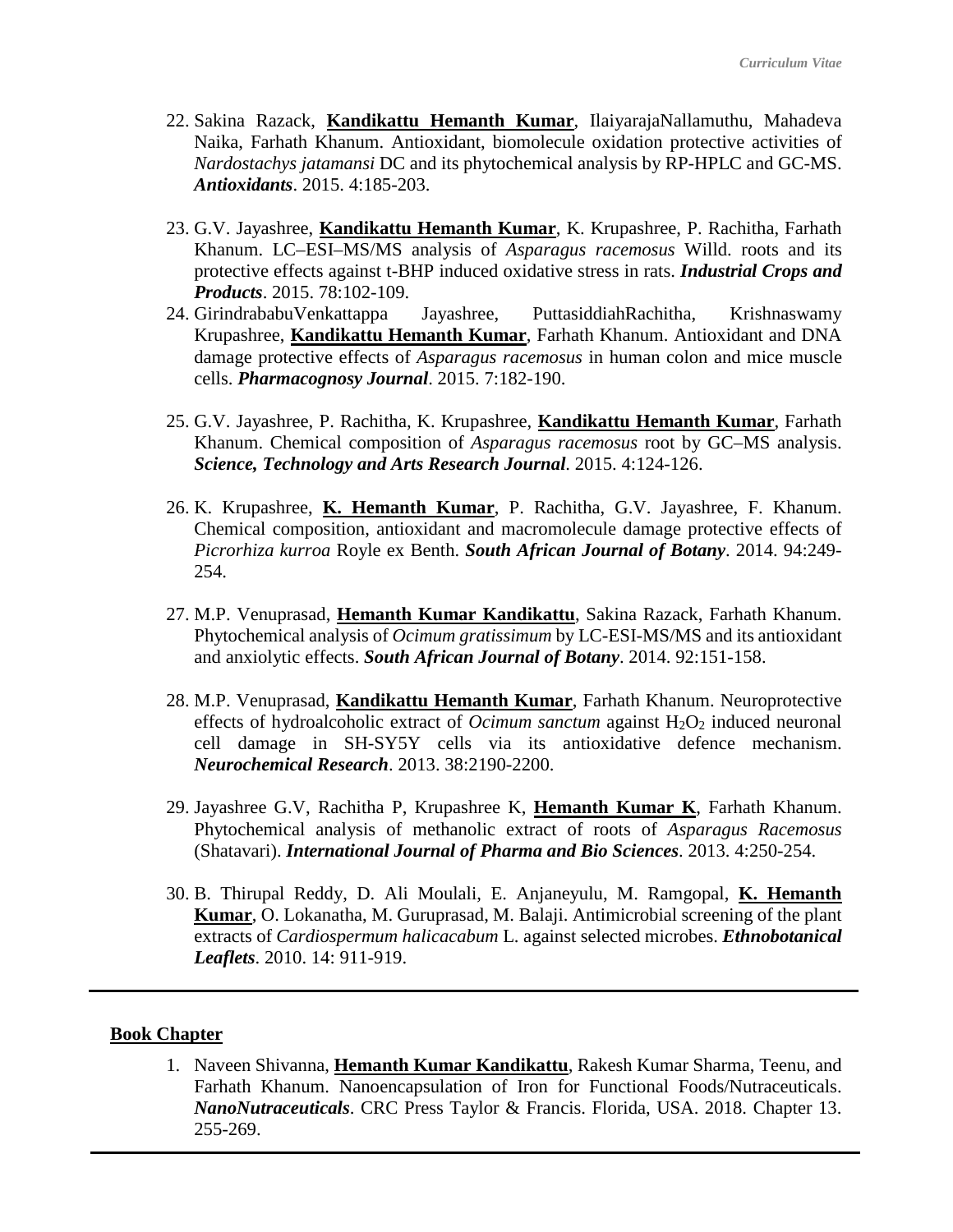22. Sakina Razack, **Kandikattu Hemanth Kumar**, IlaiyarajaNallamuthu, Mahadeva Naika, Farhath Khanum. Antioxidant, biomolecule oxidation protective activities of *Nardostachys jatamansi* DC and its phytochemical analysis by RP-HPLC and GC-MS. ***Antioxidants***. 2015. 4:185-203.

23. G.V. Jayashree, **Kandikattu Hemanth Kumar**, K. Krupashree, P. Rachitha, Farhath Khanum. LC–ESI–MS/MS analysis of *Asparagus racemosus* Willd. roots and its protective effects against t-BHP induced oxidative stress in rats. ***Industrial Crops and Products***. 2015. 78:102-109.

24. GirindrababuVenkattappa Jayashree, PuttasiddiahRachitha, Krishnaswamy Krupashree, **Kandikattu Hemanth Kumar**, Farhath Khanum. Antioxidant and DNA damage protective effects of *Asparagus racemosus* in human colon and mice muscle cells. ***Pharmacognosy Journal***. 2015. 7:182-190.

25. G.V. Jayashree, P. Rachitha, K. Krupashree, **Kandikattu Hemanth Kumar**, Farhath Khanum. Chemical composition of *Asparagus racemosus* root by GC–MS analysis. ***Science, Technology and Arts Research Journal***. 2015. 4:124-126.

26. K. Krupashree, **K. Hemanth Kumar**, P. Rachitha, G.V. Jayashree, F. Khanum. Chemical composition, antioxidant and macromolecule damage protective effects of *Picrorhiza kurroa* Royle ex Benth. ***South African Journal of Botany***. 2014. 94:249-254.

27. M.P. Venuprasad, **Hemanth Kumar Kandikattu**, Sakina Razack, Farhath Khanum. Phytochemical analysis of *Ocimum gratissimum* by LC-ESI-MS/MS and its antioxidant and anxiolytic effects. ***South African Journal of Botany***. 2014. 92:151-158.

28. M.P. Venuprasad, **Kandikattu Hemanth Kumar**, Farhath Khanum. Neuroprotective effects of hydroalcoholic extract of *Ocimum sanctum* against $H_2O_2$ induced neuronal cell damage in SH-SY5Y cells via its antioxidative defence mechanism. ***Neurochemical Research***. 2013. 38:2190-2200.

29. Jayashree G.V, Rachitha P, Krupashree K, **Hemanth Kumar K**, Farhath Khanum. Phytochemical analysis of methanolic extract of roots of *Asparagus Racemosus* (Shatavari). ***International Journal of Pharma and Bio Sciences***. 2013. 4:250-254.

30. B. Thirupal Reddy, D. Ali Moulali, E. Anjaneyulu, M. Ramgopal, **K. Hemanth Kumar**, O. Lokanatha, M. Guruprasad, M. Balaji. Antimicrobial screening of the plant extracts of *Cardiospermum halicacabum* L. against selected microbes. ***Ethnobotanical Leaflets***. 2010. 14: 911-919.

---

## Book Chapter

1. Naveen Shivanna, **Hemanth Kumar Kandikattu**, Rakesh Kumar Sharma, Teenu, and Farhath Khanum. Nanoencapsulation of Iron for Functional Foods/Nutraceuticals. ***NanoNutraceuticals***. CRC Press Taylor & Francis. Florida, USA. 2018. Chapter 13. 255-269.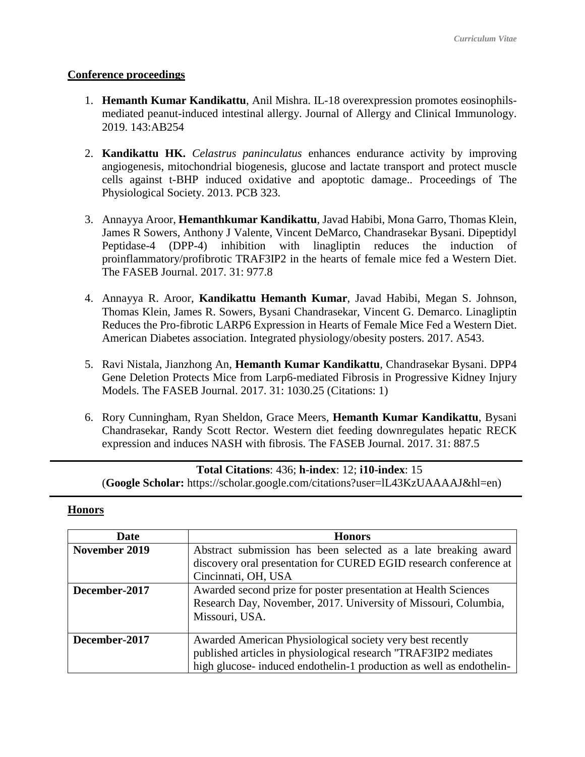## Conference proceedings

1. **Hemanth Kumar Kandikattu**, Anil Mishra. IL-18 overexpression promotes eosinophils-mediated peanut-induced intestinal allergy. Journal of Allergy and Clinical Immunology. 2019. 143:AB254

2. **Kandikattu HK.** *Celastrus paninculatus* enhances endurance activity by improving angiogenesis, mitochondrial biogenesis, glucose and lactate transport and protect muscle cells against t-BHP induced oxidative and apoptotic damage.. Proceedings of The Physiological Society. 2013. PCB 323.

3. Annayya Aroor, **Hemanthkumar Kandikattu**, Javad Habibi, Mona Garro, Thomas Klein, James R Sowers, Anthony J Valente, Vincent DeMarco, Chandrasekar Bysani. Dipeptidyl Peptidase-4 (DPP-4) inhibition with linagliptin reduces the induction of proinflammatory/profibrotic TRAF3IP2 in the hearts of female mice fed a Western Diet. The FASEB Journal. 2017. 31: 977.8

4. Annayya R. Aroor, **Kandikattu Hemanth Kumar**, Javad Habibi, Megan S. Johnson, Thomas Klein, James R. Sowers, Bysani Chandrasekar, Vincent G. Demarco. Linagliptin Reduces the Pro-fibrotic LARP6 Expression in Hearts of Female Mice Fed a Western Diet. American Diabetes association. Integrated physiology/obesity posters. 2017. A543.

5. Ravi Nistala, Jianzhong An, **Hemanth Kumar Kandikattu**, Chandrasekar Bysani. DPP4 Gene Deletion Protects Mice from Larp6-mediated Fibrosis in Progressive Kidney Injury Models. The FASEB Journal. 2017. 31: 1030.25 (Citations: 1)

6. Rory Cunningham, Ryan Sheldon, Grace Meers, **Hemanth Kumar Kandikattu**, Bysani Chandrasekar, Randy Scott Rector. Western diet feeding downregulates hepatic RECK expression and induces NASH with fibrosis. The FASEB Journal. 2017. 31: 887.5

---

**Total Citations**: 436; **h-index**: 12; **i10-index**: 15
(**Google Scholar:** https://scholar.google.com/citations?user=lL43KzUAAAAJ&hl=en)

---

## Honors

| Date | Honors |
|---|---|
| **November 2019** | Abstract submission has been selected as a late breaking award discovery oral presentation for CURED EGID research conference at Cincinnati, OH, USA |
| **December-2017** | Awarded second prize for poster presentation at Health Sciences Research Day, November, 2017. University of Missouri, Columbia, Missouri, USA. |
| **December-2017** | Awarded American Physiological society very best recently published articles in physiological research "TRAF3IP2 mediates high glucose- induced endothelin-1 production as well as endothelin- |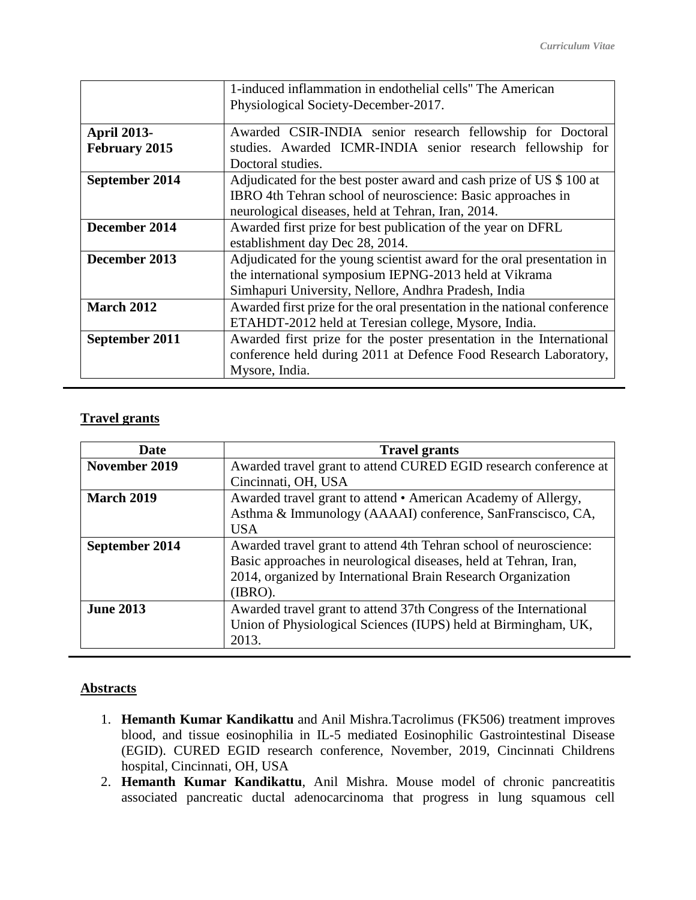| | |
|---|---|
| | 1-induced inflammation in endothelial cells" The American Physiological Society-December-2017. |
| **April 2013- February 2015** | Awarded CSIR-INDIA senior research fellowship for Doctoral studies. Awarded ICMR-INDIA senior research fellowship for Doctoral studies. |
| **September 2014** | Adjudicated for the best poster award and cash prize of US $ 100 at IBRO 4th Tehran school of neuroscience: Basic approaches in neurological diseases, held at Tehran, Iran, 2014. |
| **December 2014** | Awarded first prize for best publication of the year on DFRL establishment day Dec 28, 2014. |
| **December 2013** | Adjudicated for the young scientist award for the oral presentation in the international symposium IEPNG-2013 held at Vikrama Simhapuri University, Nellore, Andhra Pradesh, India |
| **March 2012** | Awarded first prize for the oral presentation in the national conference ETAHDT-2012 held at Teresian college, Mysore, India. |
| **September 2011** | Awarded first prize for the poster presentation in the International conference held during 2011 at Defence Food Research Laboratory, Mysore, India. |

## Travel grants

| Date | Travel grants |
|---|---|
| **November 2019** | Awarded travel grant to attend CURED EGID research conference at Cincinnati, OH, USA |
| **March 2019** | Awarded travel grant to attend • American Academy of Allergy, Asthma & Immunology (AAAAI) conference, SanFranscisco, CA, USA |
| **September 2014** | Awarded travel grant to attend 4th Tehran school of neuroscience: Basic approaches in neurological diseases, held at Tehran, Iran, 2014, organized by International Brain Research Organization (IBRO). |
| **June 2013** | Awarded travel grant to attend 37th Congress of the International Union of Physiological Sciences (IUPS) held at Birmingham, UK, 2013. |

## Abstracts

1. **Hemanth Kumar Kandikattu** and Anil Mishra.Tacrolimus (FK506) treatment improves blood, and tissue eosinophilia in IL-5 mediated Eosinophilic Gastrointestinal Disease (EGID). CURED EGID research conference, November, 2019, Cincinnati Childrens hospital, Cincinnati, OH, USA
2. **Hemanth Kumar Kandikattu**, Anil Mishra. Mouse model of chronic pancreatitis associated pancreatic ductal adenocarcinoma that progress in lung squamous cell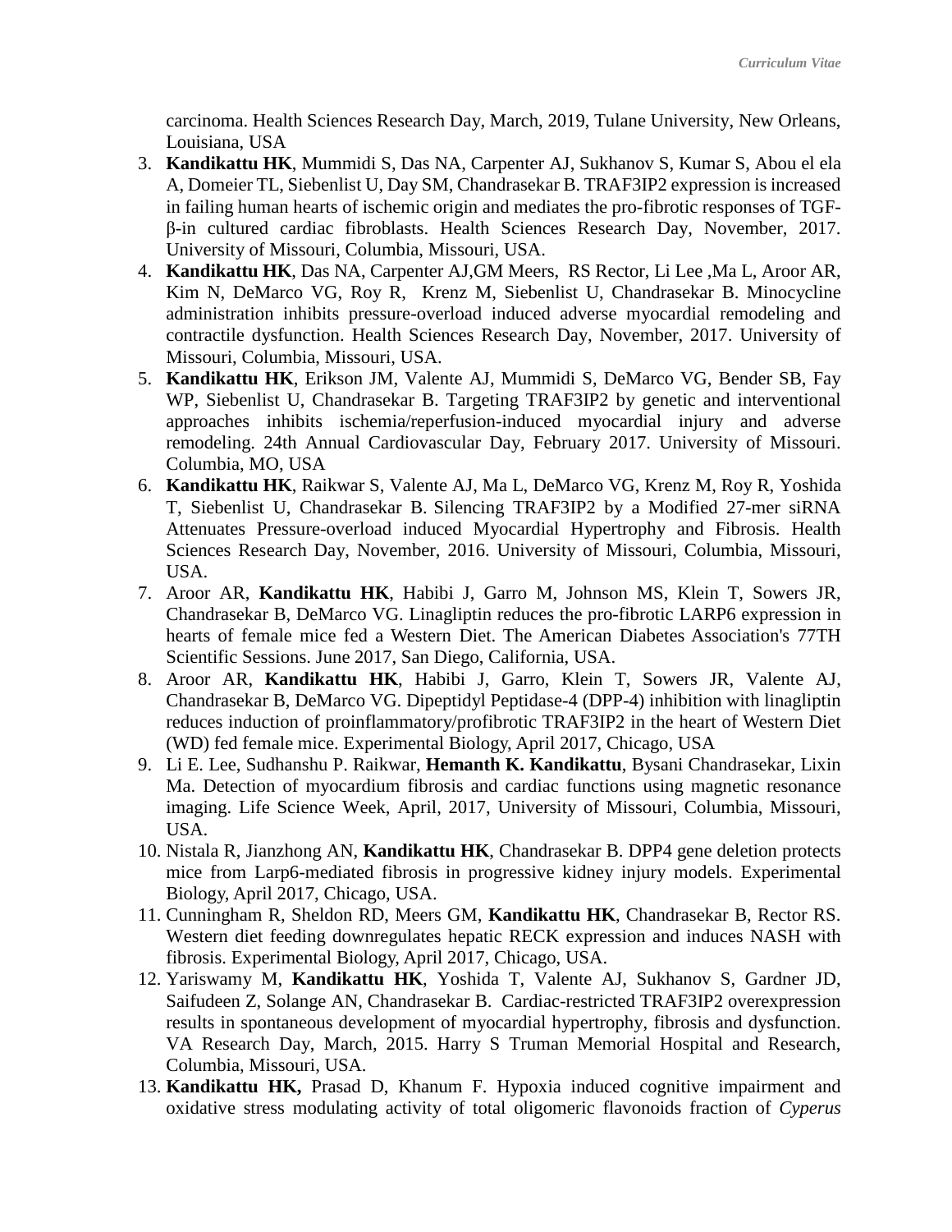carcinoma. Health Sciences Research Day, March, 2019, Tulane University, New Orleans, Louisiana, USA

3. **Kandikattu HK**, Mummidi S, Das NA, Carpenter AJ, Sukhanov S, Kumar S, Abou el ela A, Domeier TL, Siebenlist U, Day SM, Chandrasekar B. TRAF3IP2 expression is increased in failing human hearts of ischemic origin and mediates the pro-fibrotic responses of TGF-β-in cultured cardiac fibroblasts. Health Sciences Research Day, November, 2017. University of Missouri, Columbia, Missouri, USA.
4. **Kandikattu HK**, Das NA, Carpenter AJ,GM Meers, RS Rector, Li Lee ,Ma L, Aroor AR, Kim N, DeMarco VG, Roy R, Krenz M, Siebenlist U, Chandrasekar B. Minocycline administration inhibits pressure-overload induced adverse myocardial remodeling and contractile dysfunction. Health Sciences Research Day, November, 2017. University of Missouri, Columbia, Missouri, USA.
5. **Kandikattu HK**, Erikson JM, Valente AJ, Mummidi S, DeMarco VG, Bender SB, Fay WP, Siebenlist U, Chandrasekar B. Targeting TRAF3IP2 by genetic and interventional approaches inhibits ischemia/reperfusion-induced myocardial injury and adverse remodeling. 24th Annual Cardiovascular Day, February 2017. University of Missouri. Columbia, MO, USA
6. **Kandikattu HK**, Raikwar S, Valente AJ, Ma L, DeMarco VG, Krenz M, Roy R, Yoshida T, Siebenlist U, Chandrasekar B. Silencing TRAF3IP2 by a Modified 27-mer siRNA Attenuates Pressure-overload induced Myocardial Hypertrophy and Fibrosis. Health Sciences Research Day, November, 2016. University of Missouri, Columbia, Missouri, USA.
7. Aroor AR, **Kandikattu HK**, Habibi J, Garro M, Johnson MS, Klein T, Sowers JR, Chandrasekar B, DeMarco VG. Linagliptin reduces the pro-fibrotic LARP6 expression in hearts of female mice fed a Western Diet. The American Diabetes Association's 77TH Scientific Sessions. June 2017, San Diego, California, USA.
8. Aroor AR, **Kandikattu HK**, Habibi J, Garro, Klein T, Sowers JR, Valente AJ, Chandrasekar B, DeMarco VG. Dipeptidyl Peptidase-4 (DPP-4) inhibition with linagliptin reduces induction of proinflammatory/profibrotic TRAF3IP2 in the heart of Western Diet (WD) fed female mice. Experimental Biology, April 2017, Chicago, USA
9. Li E. Lee, Sudhanshu P. Raikwar, **Hemanth K. Kandikattu**, Bysani Chandrasekar, Lixin Ma. Detection of myocardium fibrosis and cardiac functions using magnetic resonance imaging. Life Science Week, April, 2017, University of Missouri, Columbia, Missouri, USA.
10. Nistala R, Jianzhong AN, **Kandikattu HK**, Chandrasekar B. DPP4 gene deletion protects mice from Larp6-mediated fibrosis in progressive kidney injury models. Experimental Biology, April 2017, Chicago, USA.
11. Cunningham R, Sheldon RD, Meers GM, **Kandikattu HK**, Chandrasekar B, Rector RS. Western diet feeding downregulates hepatic RECK expression and induces NASH with fibrosis. Experimental Biology, April 2017, Chicago, USA.
12. Yariswamy M, **Kandikattu HK**, Yoshida T, Valente AJ, Sukhanov S, Gardner JD, Saifudeen Z, Solange AN, Chandrasekar B. Cardiac-restricted TRAF3IP2 overexpression results in spontaneous development of myocardial hypertrophy, fibrosis and dysfunction. VA Research Day, March, 2015. Harry S Truman Memorial Hospital and Research, Columbia, Missouri, USA.
13. **Kandikattu HK,** Prasad D, Khanum F. Hypoxia induced cognitive impairment and oxidative stress modulating activity of total oligomeric flavonoids fraction of *Cyperus*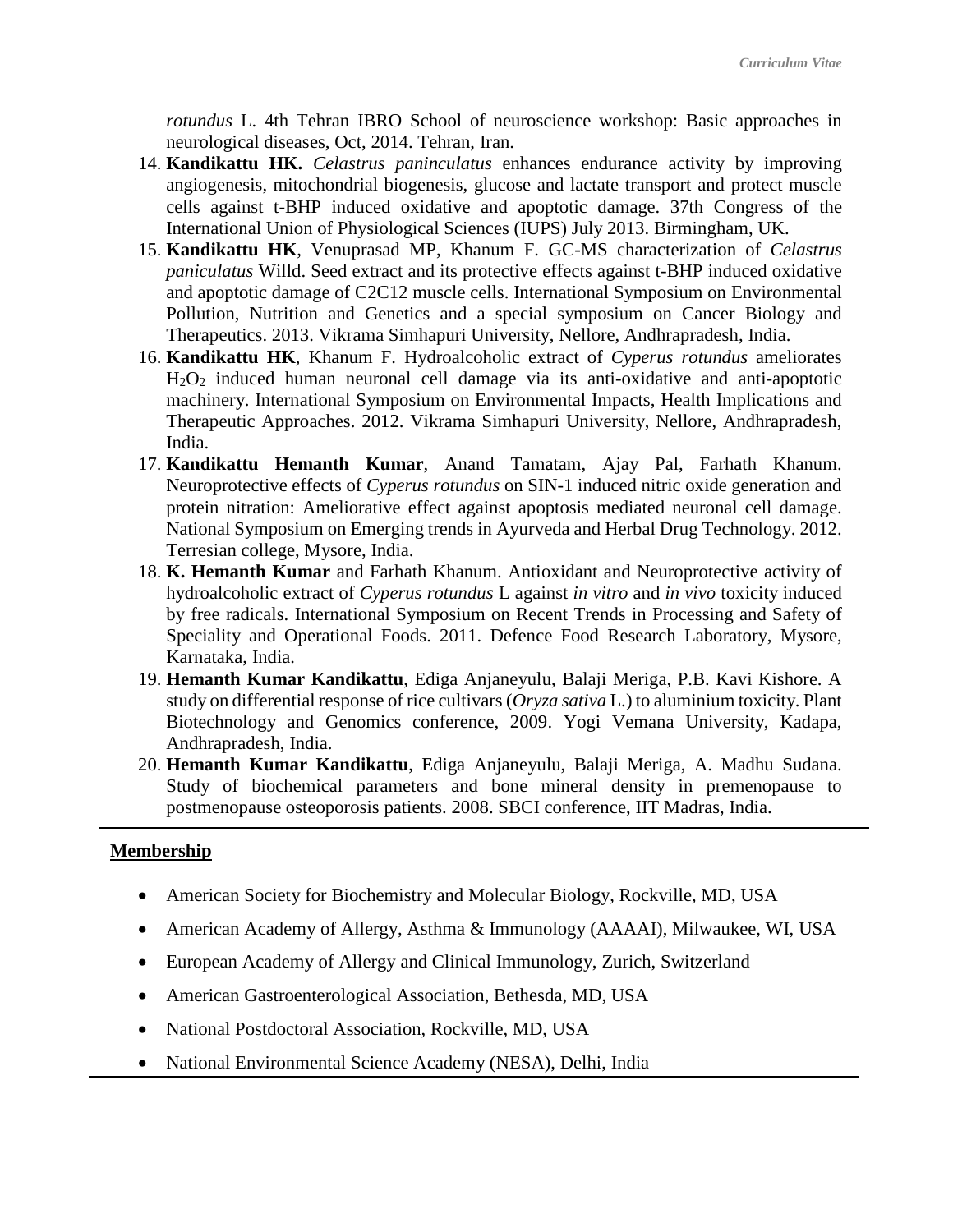*rotundus* L. 4th Tehran IBRO School of neuroscience workshop: Basic approaches in neurological diseases, Oct, 2014. Tehran, Iran.

14. **Kandikattu HK.** *Celastrus paninculatus* enhances endurance activity by improving angiogenesis, mitochondrial biogenesis, glucose and lactate transport and protect muscle cells against t-BHP induced oxidative and apoptotic damage. 37th Congress of the International Union of Physiological Sciences (IUPS) July 2013. Birmingham, UK.
15. **Kandikattu HK**, Venuprasad MP, Khanum F. GC-MS characterization of *Celastrus paniculatus* Willd. Seed extract and its protective effects against t-BHP induced oxidative and apoptotic damage of C2C12 muscle cells. International Symposium on Environmental Pollution, Nutrition and Genetics and a special symposium on Cancer Biology and Therapeutics. 2013. Vikrama Simhapuri University, Nellore, Andhrapradesh, India.
16. **Kandikattu HK**, Khanum F. Hydroalcoholic extract of *Cyperus rotundus* ameliorates $H_2O_2$ induced human neuronal cell damage via its anti-oxidative and anti-apoptotic machinery. International Symposium on Environmental Impacts, Health Implications and Therapeutic Approaches. 2012. Vikrama Simhapuri University, Nellore, Andhrapradesh, India.
17. **Kandikattu Hemanth Kumar**, Anand Tamatam, Ajay Pal, Farhath Khanum. Neuroprotective effects of *Cyperus rotundus* on SIN-1 induced nitric oxide generation and protein nitration: Ameliorative effect against apoptosis mediated neuronal cell damage. National Symposium on Emerging trends in Ayurveda and Herbal Drug Technology. 2012. Terresian college, Mysore, India.
18. **K. Hemanth Kumar** and Farhath Khanum. Antioxidant and Neuroprotective activity of hydroalcoholic extract of *Cyperus rotundus* L against *in vitro* and *in vivo* toxicity induced by free radicals. International Symposium on Recent Trends in Processing and Safety of Speciality and Operational Foods. 2011. Defence Food Research Laboratory, Mysore, Karnataka, India.
19. **Hemanth Kumar Kandikattu**, Ediga Anjaneyulu, Balaji Meriga, P.B. Kavi Kishore. A study on differential response of rice cultivars (*Oryza sativa* L.) to aluminium toxicity. Plant Biotechnology and Genomics conference, 2009. Yogi Vemana University, Kadapa, Andhrapradesh, India.
20. **Hemanth Kumar Kandikattu**, Ediga Anjaneyulu, Balaji Meriga, A. Madhu Sudana. Study of biochemical parameters and bone mineral density in premenopause to postmenopause osteoporosis patients. 2008. SBCI conference, IIT Madras, India.

## Membership

- American Society for Biochemistry and Molecular Biology, Rockville, MD, USA
- American Academy of Allergy, Asthma & Immunology (AAAAI), Milwaukee, WI, USA
- European Academy of Allergy and Clinical Immunology, Zurich, Switzerland
- American Gastroenterological Association, Bethesda, MD, USA
- National Postdoctoral Association, Rockville, MD, USA
- National Environmental Science Academy (NESA), Delhi, India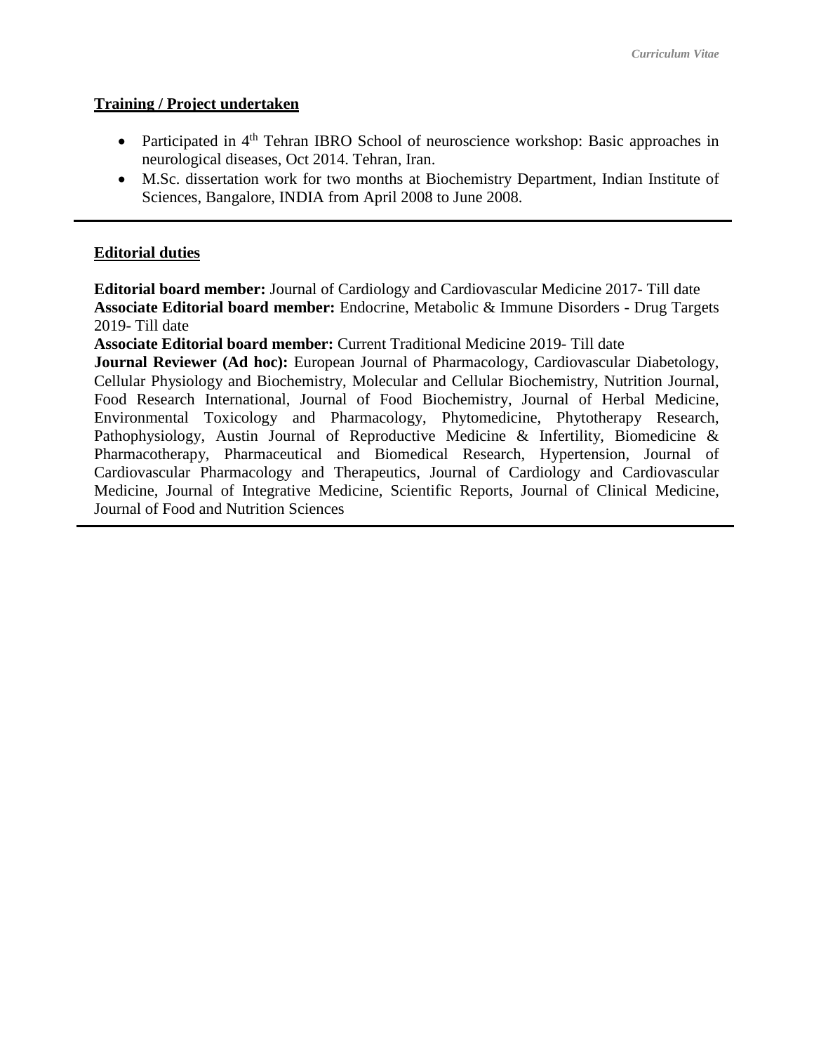## Training / Project undertaken

- Participated in 4th Tehran IBRO School of neuroscience workshop: Basic approaches in neurological diseases, Oct 2014. Tehran, Iran.
- M.Sc. dissertation work for two months at Biochemistry Department, Indian Institute of Sciences, Bangalore, INDIA from April 2008 to June 2008.

---

## Editorial duties

**Editorial board member:** Journal of Cardiology and Cardiovascular Medicine 2017- Till date
**Associate Editorial board member:** Endocrine, Metabolic & Immune Disorders - Drug Targets 2019- Till date
**Associate Editorial board member:** Current Traditional Medicine 2019- Till date
**Journal Reviewer (Ad hoc):** European Journal of Pharmacology, Cardiovascular Diabetology, Cellular Physiology and Biochemistry, Molecular and Cellular Biochemistry, Nutrition Journal, Food Research International, Journal of Food Biochemistry, Journal of Herbal Medicine, Environmental Toxicology and Pharmacology, Phytomedicine, Phytotherapy Research, Pathophysiology, Austin Journal of Reproductive Medicine & Infertility, Biomedicine & Pharmacotherapy, Pharmaceutical and Biomedical Research, Hypertension, Journal of Cardiovascular Pharmacology and Therapeutics, Journal of Cardiology and Cardiovascular Medicine, Journal of Integrative Medicine, Scientific Reports, Journal of Clinical Medicine, Journal of Food and Nutrition Sciences

---